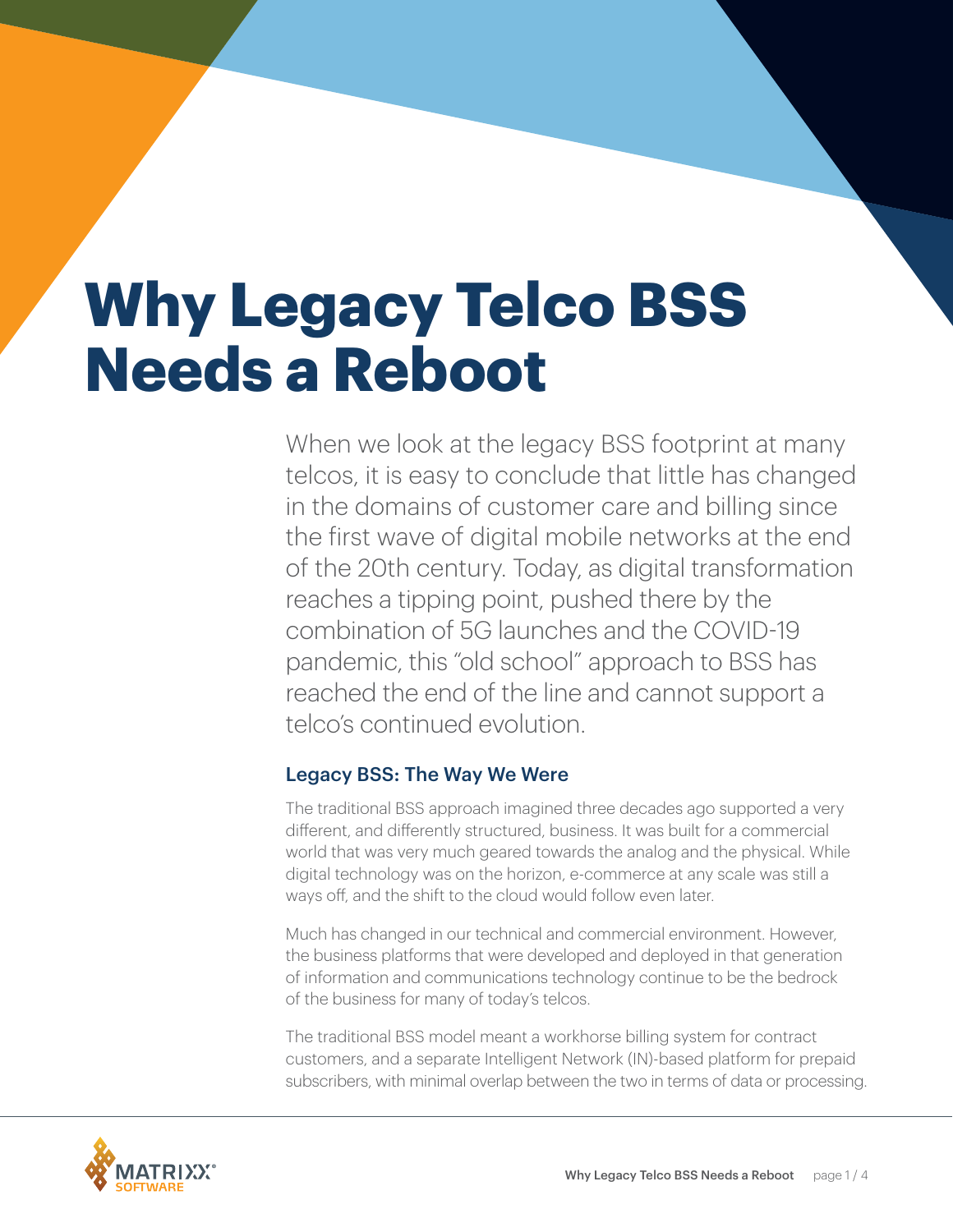# Why Legacy Telco BSS Needs a Reboot

When we look at the legacy BSS footprint at many telcos, it is easy to conclude that little has changed in the domains of customer care and billing since the first wave of digital mobile networks at the end of the 20th century. Today, as digital transformation reaches a tipping point, pushed there by the combination of 5G launches and the COVID-19 pandemic, this "old school" approach to BSS has reached the end of the line and cannot support a telco's continued evolution.

## Legacy BSS: The Way We Were

The traditional BSS approach imagined three decades ago supported a very different, and differently structured, business. It was built for a commercial world that was very much geared towards the analog and the physical. While digital technology was on the horizon, e-commerce at any scale was still a ways off, and the shift to the cloud would follow even later.

Much has changed in our technical and commercial environment. However, the business platforms that were developed and deployed in that generation of information and communications technology continue to be the bedrock of the business for many of today's telcos.

The traditional BSS model meant a workhorse billing system for contract customers, and a separate Intelligent Network (IN)-based platform for prepaid subscribers, with minimal overlap between the two in terms of data or processing.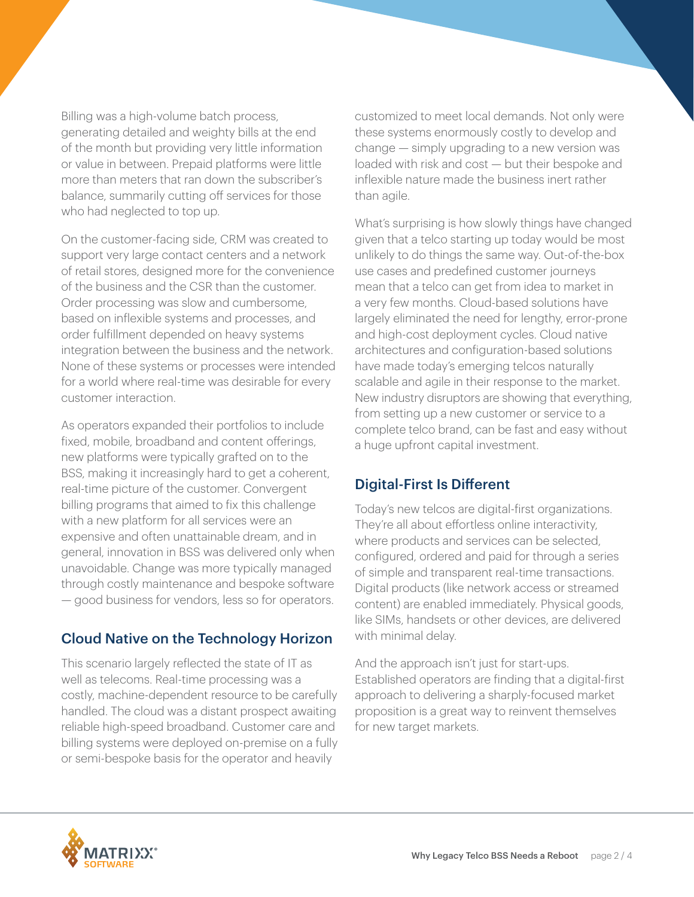Billing was a high-volume batch process, generating detailed and weighty bills at the end of the month but providing very little information or value in between. Prepaid platforms were little more than meters that ran down the subscriber's balance, summarily cutting off services for those who had neglected to top up.

On the customer-facing side, CRM was created to support very large contact centers and a network of retail stores, designed more for the convenience of the business and the CSR than the customer. Order processing was slow and cumbersome, based on inflexible systems and processes, and order fulfillment depended on heavy systems integration between the business and the network. None of these systems or processes were intended for a world where real-time was desirable for every customer interaction.

As operators expanded their portfolios to include fixed, mobile, broadband and content offerings, new platforms were typically grafted on to the BSS, making it increasingly hard to get a coherent, real-time picture of the customer. Convergent billing programs that aimed to fix this challenge with a new platform for all services were an expensive and often unattainable dream, and in general, innovation in BSS was delivered only when unavoidable. Change was more typically managed through costly maintenance and bespoke software — good business for vendors, less so for operators.

## Cloud Native on the Technology Horizon

This scenario largely reflected the state of IT as well as telecoms. Real-time processing was a costly, machine-dependent resource to be carefully handled. The cloud was a distant prospect awaiting reliable high-speed broadband. Customer care and billing systems were deployed on-premise on a fully or semi-bespoke basis for the operator and heavily customized to meet local demands. Not only were these systems enormously costly to develop and change — simply upgrading to a new version was loaded with risk and cost — but their bespoke and inflexible nature made the business inert rather than agile.

What's surprising is how slowly things have changed given that a telco starting up today would be most unlikely to do things the same way. Out-of-the-box use cases and predefined customer journeys mean that a telco can get from idea to market in a very few months. Cloud-based solutions have largely eliminated the need for lengthy, error-prone and high-cost deployment cycles. Cloud native architectures and configuration-based solutions have made today's emerging telcos naturally scalable and agile in their response to the market. New industry disruptors are showing that everything, from setting up a new customer or service to a complete telco brand, can be fast and easy without a huge upfront capital investment.

## Digital-First Is Different

Today's new telcos are digital-first organizations. They're all about effortless online interactivity, where products and services can be selected, configured, ordered and paid for through a series of simple and transparent real-time transactions. Digital products (like network access or streamed content) are enabled immediately. Physical goods, like SIMs, handsets or other devices, are delivered with minimal delay.

And the approach isn't just for start-ups. Established operators are finding that a digital-first approach to delivering a sharply-focused market proposition is a great way to reinvent themselves for new target markets.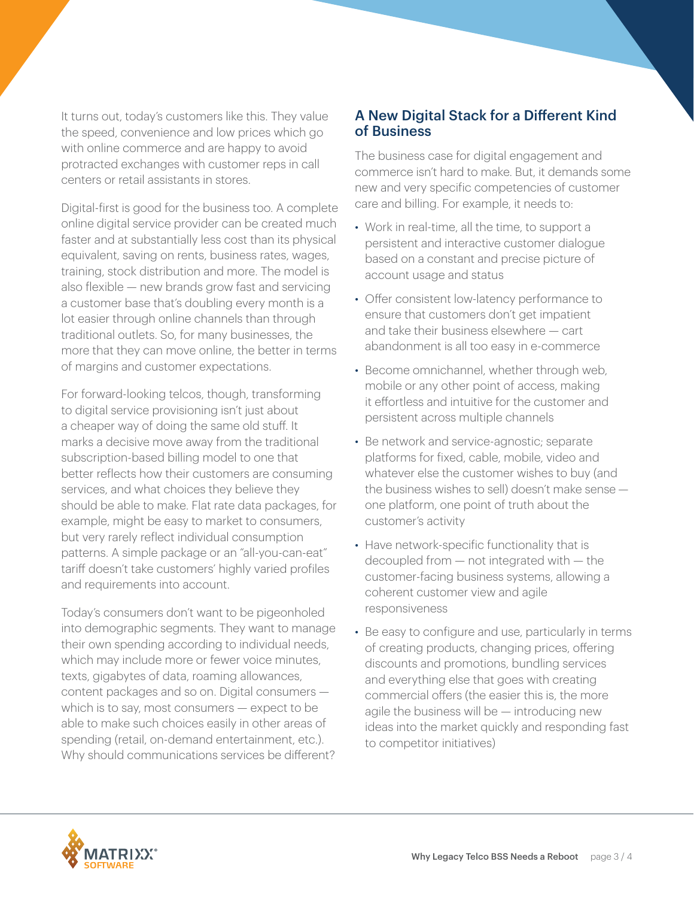It turns out, today's customers like this. They value the speed, convenience and low prices which go with online commerce and are happy to avoid protracted exchanges with customer reps in call centers or retail assistants in stores.

Digital-first is good for the business too. A complete online digital service provider can be created much faster and at substantially less cost than its physical equivalent, saving on rents, business rates, wages, training, stock distribution and more. The model is also flexible — new brands grow fast and servicing a customer base that's doubling every month is a lot easier through online channels than through traditional outlets. So, for many businesses, the more that they can move online, the better in terms of margins and customer expectations.

For forward-looking telcos, though, transforming to digital service provisioning isn't just about a cheaper way of doing the same old stuff. It marks a decisive move away from the traditional subscription-based billing model to one that better reflects how their customers are consuming services, and what choices they believe they should be able to make. Flat rate data packages, for example, might be easy to market to consumers, but very rarely reflect individual consumption patterns. A simple package or an "all-you-can-eat" tariff doesn't take customers' highly varied profiles and requirements into account.

Today's consumers don't want to be pigeonholed into demographic segments. They want to manage their own spending according to individual needs, which may include more or fewer voice minutes, texts, gigabytes of data, roaming allowances, content packages and so on. Digital consumers — which is to say, most consumers — expect to be able to make such choices easily in other areas of spending (retail, on-demand entertainment, etc.). Why should communications services be different?

## A New Digital Stack for a Different Kind of Business

The business case for digital engagement and commerce isn't hard to make. But, it demands some new and very specific competencies of customer care and billing. For example, it needs to:

- Work in real-time, all the time, to support a persistent and interactive customer dialogue based on a constant and precise picture of account usage and status
- Offer consistent low-latency performance to ensure that customers don't get impatient and take their business elsewhere — cart abandonment is all too easy in e-commerce
- Become omnichannel, whether through web, mobile or any other point of access, making it effortless and intuitive for the customer and persistent across multiple channels
- Be network and service-agnostic; separate platforms for fixed, cable, mobile, video and whatever else the customer wishes to buy (and the business wishes to sell) doesn't make sense — one platform, one point of truth about the customer's activity
- Have network-specific functionality that is decoupled from — not integrated with — the customer-facing business systems, allowing a coherent customer view and agile responsiveness
- Be easy to configure and use, particularly in terms of creating products, changing prices, offering discounts and promotions, bundling services and everything else that goes with creating commercial offers (the easier this is, the more agile the business will be — introducing new ideas into the market quickly and responding fast to competitor initiatives)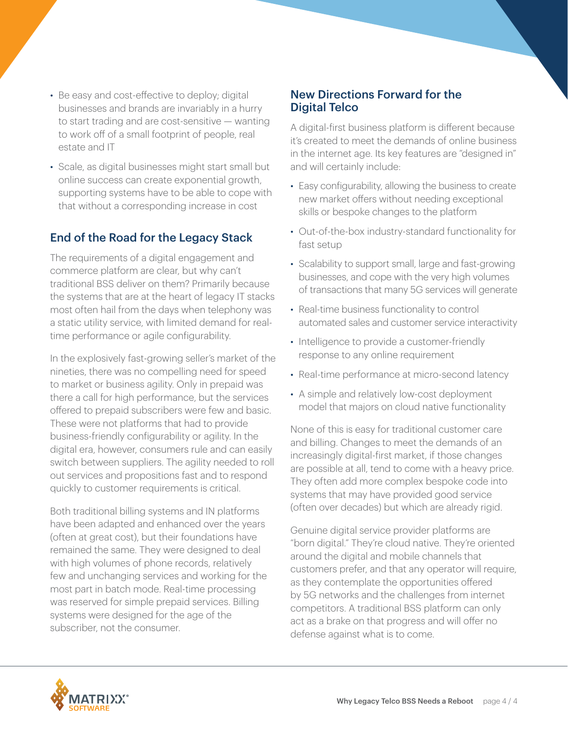- Be easy and cost-effective to deploy; digital businesses and brands are invariably in a hurry to start trading and are cost-sensitive — wanting to work off of a small footprint of people, real estate and IT
- Scale, as digital businesses might start small but online success can create exponential growth, supporting systems have to be able to cope with that without a corresponding increase in cost

## End of the Road for the Legacy Stack

The requirements of a digital engagement and commerce platform are clear, but why can't traditional BSS deliver on them? Primarily because the systems that are at the heart of legacy IT stacks most often hail from the days when telephony was a static utility service, with limited demand for real-time performance or agile configurability.

In the explosively fast-growing seller's market of the nineties, there was no compelling need for speed to market or business agility. Only in prepaid was there a call for high performance, but the services offered to prepaid subscribers were few and basic. These were not platforms that had to provide business-friendly configurability or agility. In the digital era, however, consumers rule and can easily switch between suppliers. The agility needed to roll out services and propositions fast and to respond quickly to customer requirements is critical.

Both traditional billing systems and IN platforms have been adapted and enhanced over the years (often at great cost), but their foundations have remained the same. They were designed to deal with high volumes of phone records, relatively few and unchanging services and working for the most part in batch mode. Real-time processing was reserved for simple prepaid services. Billing systems were designed for the age of the subscriber, not the consumer.

## New Directions Forward for the Digital Telco

A digital-first business platform is different because it's created to meet the demands of online business in the internet age. Its key features are "designed in" and will certainly include:

- Easy configurability, allowing the business to create new market offers without needing exceptional skills or bespoke changes to the platform
- Out-of-the-box industry-standard functionality for fast setup
- Scalability to support small, large and fast-growing businesses, and cope with the very high volumes of transactions that many 5G services will generate
- Real-time business functionality to control automated sales and customer service interactivity
- Intelligence to provide a customer-friendly response to any online requirement
- Real-time performance at micro-second latency
- A simple and relatively low-cost deployment model that majors on cloud native functionality

None of this is easy for traditional customer care and billing. Changes to meet the demands of an increasingly digital-first market, if those changes are possible at all, tend to come with a heavy price. They often add more complex bespoke code into systems that may have provided good service (often over decades) but which are already rigid.

Genuine digital service provider platforms are "born digital." They're cloud native. They're oriented around the digital and mobile channels that customers prefer, and that any operator will require, as they contemplate the opportunities offered by 5G networks and the challenges from internet competitors. A traditional BSS platform can only act as a brake on that progress and will offer no defense against what is to come.